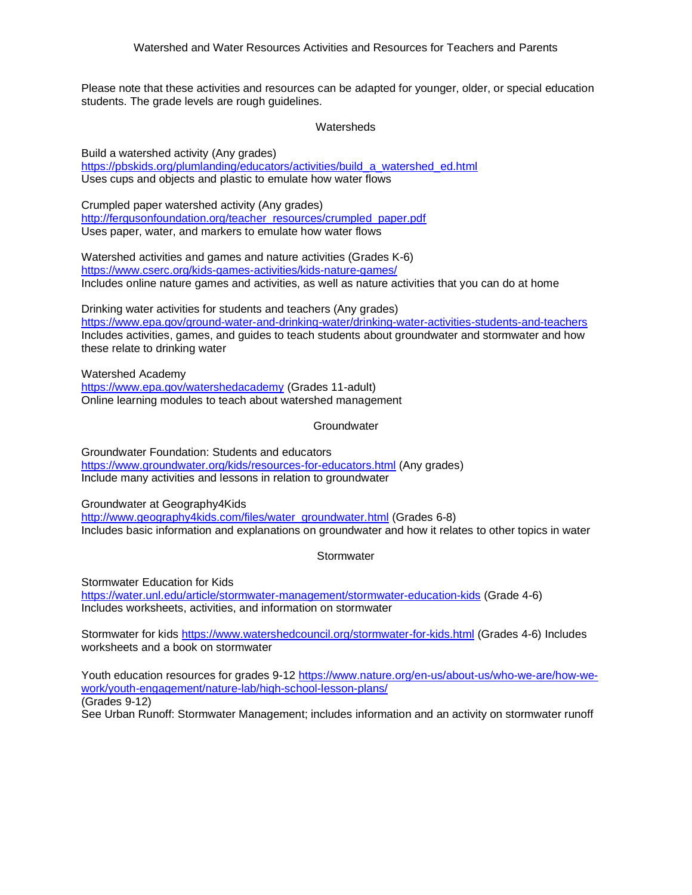# Watershed and Water Resources Activities and Resources for Teachers and Parents

Please note that these activities and resources can be adapted for younger, older, or special education students. The grade levels are rough guidelines.

## Watersheds

Build a watershed activity (Any grades)
https://pbskids.org/plumlanding/educators/activities/build_a_watershed_ed.html
Uses cups and objects and plastic to emulate how water flows

Crumpled paper watershed activity (Any grades)
http://fergusonfoundation.org/teacher_resources/crumpled_paper.pdf
Uses paper, water, and markers to emulate how water flows

Watershed activities and games and nature activities (Grades K-6)
https://www.cserc.org/kids-games-activities/kids-nature-games/
Includes online nature games and activities, as well as nature activities that you can do at home

Drinking water activities for students and teachers (Any grades)
https://www.epa.gov/ground-water-and-drinking-water/drinking-water-activities-students-and-teachers
Includes activities, games, and guides to teach students about groundwater and stormwater and how these relate to drinking water

Watershed Academy
https://www.epa.gov/watershedacademy (Grades 11-adult)
Online learning modules to teach about watershed management

## Groundwater

Groundwater Foundation: Students and educators
https://www.groundwater.org/kids/resources-for-educators.html (Any grades)
Include many activities and lessons in relation to groundwater

Groundwater at Geography4Kids
http://www.geography4kids.com/files/water_groundwater.html (Grades 6-8)
Includes basic information and explanations on groundwater and how it relates to other topics in water

## Stormwater

Stormwater Education for Kids
https://water.unl.edu/article/stormwater-management/stormwater-education-kids (Grade 4-6)
Includes worksheets, activities, and information on stormwater

Stormwater for kids https://www.watershedcouncil.org/stormwater-for-kids.html (Grades 4-6) Includes worksheets and a book on stormwater

Youth education resources for grades 9-12 https://www.nature.org/en-us/about-us/who-we-are/how-we-work/youth-engagement/nature-lab/high-school-lesson-plans/
(Grades 9-12)
See Urban Runoff: Stormwater Management; includes information and an activity on stormwater runoff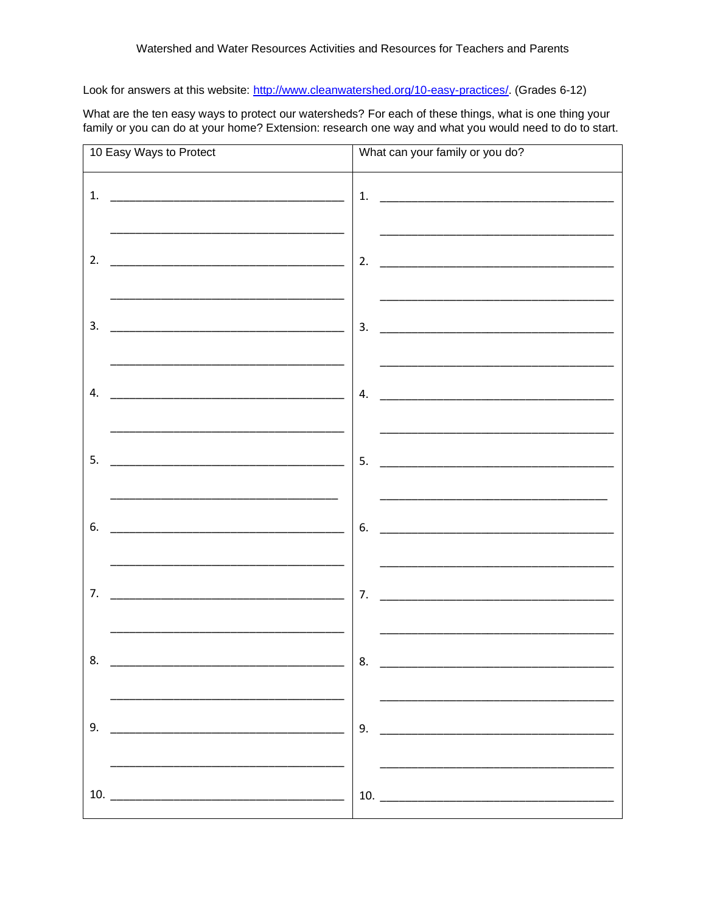Watershed and Water Resources Activities and Resources for Teachers and Parents

Look for answers at this website: [http://www.cleanwatershed.org/10-easy-practices/](http://www.cleanwatershed.org/10-easy-practices/). (Grades 6-12)

What are the ten easy ways to protect our watersheds? For each of these things, what is one thing your family or you can do at your home? Extension: research one way and what you would need to do to start.

| 10 Easy Ways to Protect | What can your family or you do? |
| --- | --- |
| 1. ______________________________________<br>______________________________________ | 1. ______________________________________<br>______________________________________ |
| 2. ______________________________________<br>______________________________________ | 2. ______________________________________<br>______________________________________ |
| 3. ______________________________________<br>______________________________________ | 3. ______________________________________<br>______________________________________ |
| 4. ______________________________________<br>______________________________________ | 4. ______________________________________<br>______________________________________ |
| 5. ______________________________________<br>______________________________________ | 5. ______________________________________<br>______________________________________ |
| 6. ______________________________________<br>______________________________________ | 6. ______________________________________<br>______________________________________ |
| 7. ______________________________________<br>______________________________________ | 7. ______________________________________<br>______________________________________ |
| 8. ______________________________________<br>______________________________________ | 8. ______________________________________<br>______________________________________ |
| 9. ______________________________________<br>______________________________________ | 9. ______________________________________<br>______________________________________ |
| 10. ______________________________________ | 10. ______________________________________ |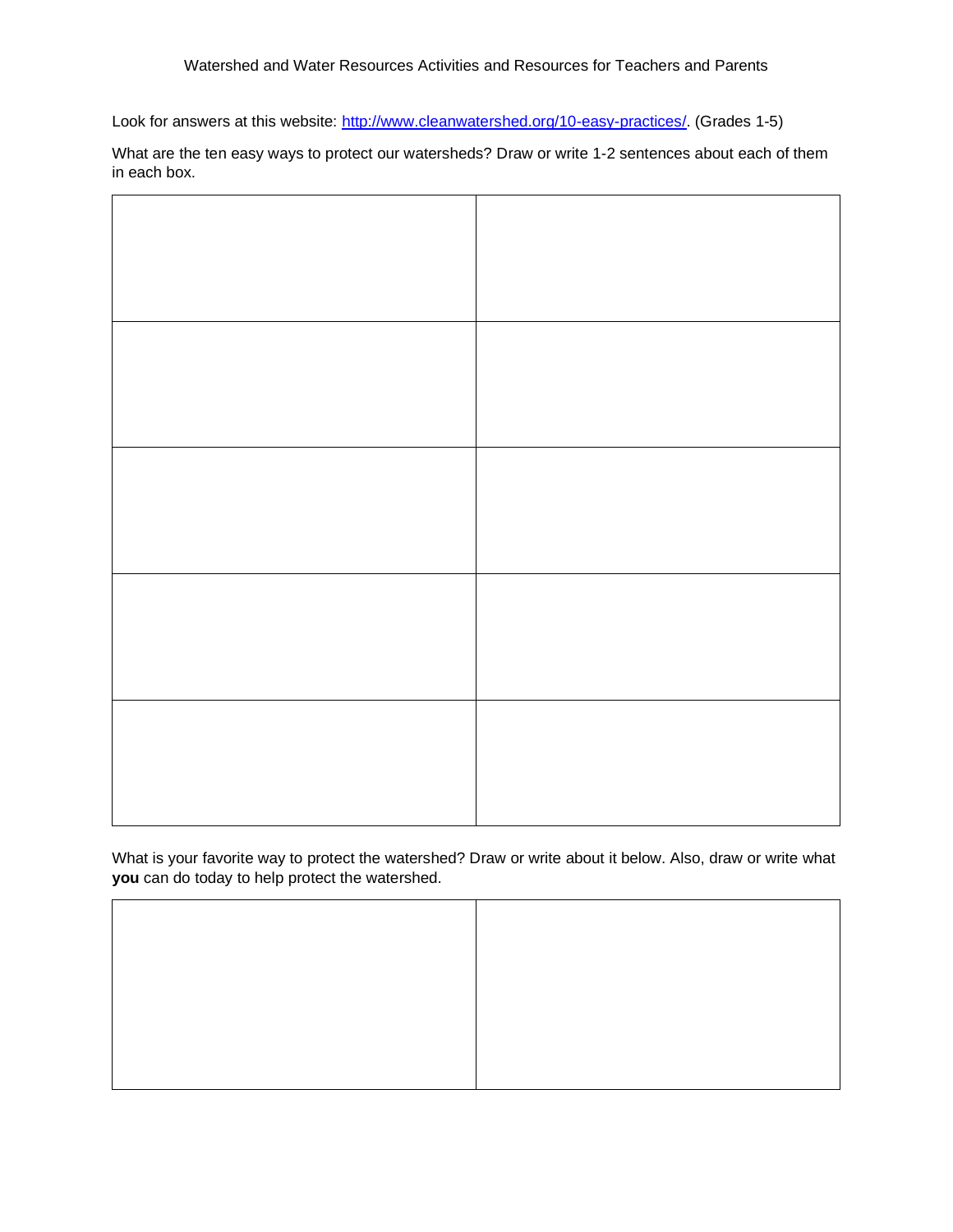Look for answers at this website: [http://www.cleanwatershed.org/10-easy-practices/](http://www.cleanwatershed.org/10-easy-practices/). (Grades 1-5)

What are the ten easy ways to protect our watersheds? Draw or write 1-2 sentences about each of them in each box.

| | |
|---|---|
| | |
| | |
| | |
| | |
| | |

What is your favorite way to protect the watershed? Draw or write about it below. Also, draw or write what **you** can do today to help protect the watershed.

| | |
|---|---|
| | |